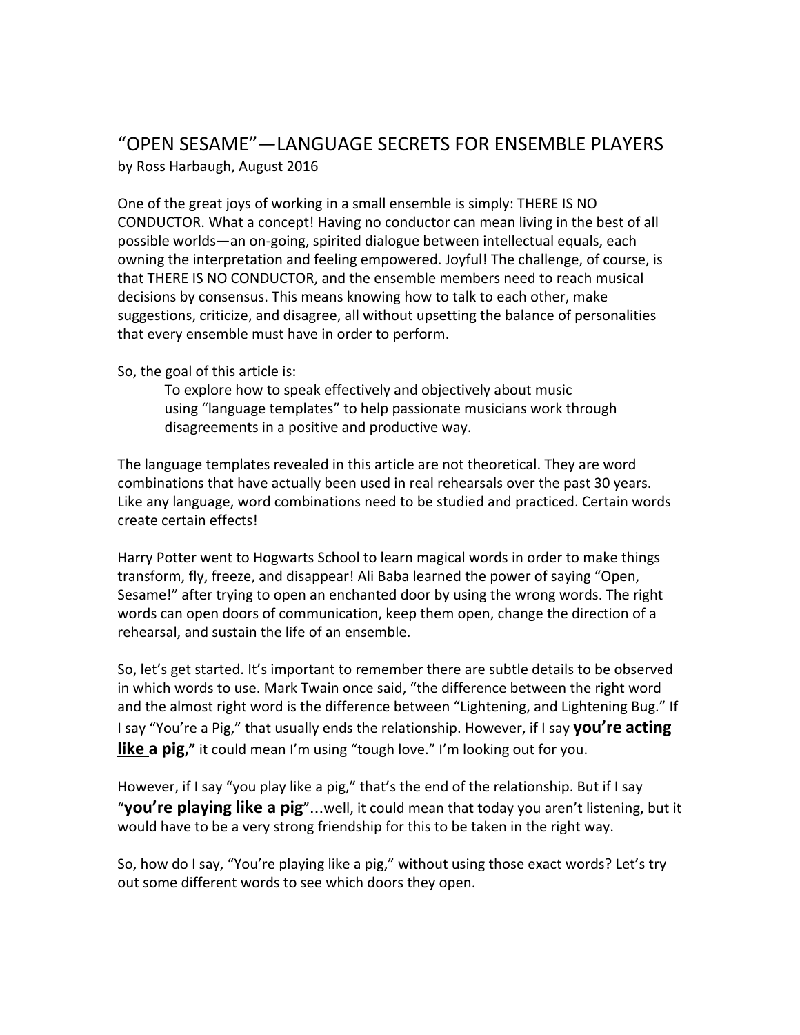# "OPEN SESAME"—LANGUAGE SECRETS FOR ENSEMBLE PLAYERS

by Ross Harbaugh, August 2016

One of the great joys of working in a small ensemble is simply: THERE IS NO CONDUCTOR. What a concept! Having no conductor can mean living in the best of all possible worlds—an on-going, spirited dialogue between intellectual equals, each owning the interpretation and feeling empowered. Joyful! The challenge, of course, is that THERE IS NO CONDUCTOR, and the ensemble members need to reach musical decisions by consensus. This means knowing how to talk to each other, make suggestions, criticize, and disagree, all without upsetting the balance of personalities that every ensemble must have in order to perform.

So, the goal of this article is:

> To explore how to speak effectively and objectively about music using "language templates" to help passionate musicians work through disagreements in a positive and productive way.

The language templates revealed in this article are not theoretical. They are word combinations that have actually been used in real rehearsals over the past 30 years. Like any language, word combinations need to be studied and practiced. Certain words create certain effects!

Harry Potter went to Hogwarts School to learn magical words in order to make things transform, fly, freeze, and disappear! Ali Baba learned the power of saying "Open, Sesame!" after trying to open an enchanted door by using the wrong words. The right words can open doors of communication, keep them open, change the direction of a rehearsal, and sustain the life of an ensemble.

So, let's get started. It's important to remember there are subtle details to be observed in which words to use. Mark Twain once said, "the difference between the right word and the almost right word is the difference between "Lightening, and Lightening Bug." If I say "You're a Pig," that usually ends the relationship. However, if I say **you're acting <u>like</u> a pig,"** it could mean I'm using "tough love." I'm looking out for you.

However, if I say "you play like a pig," that's the end of the relationship. But if I say "**you're playing like a pig**"...well, it could mean that today you aren't listening, but it would have to be a very strong friendship for this to be taken in the right way.

So, how do I say, "You're playing like a pig," without using those exact words? Let's try out some different words to see which doors they open.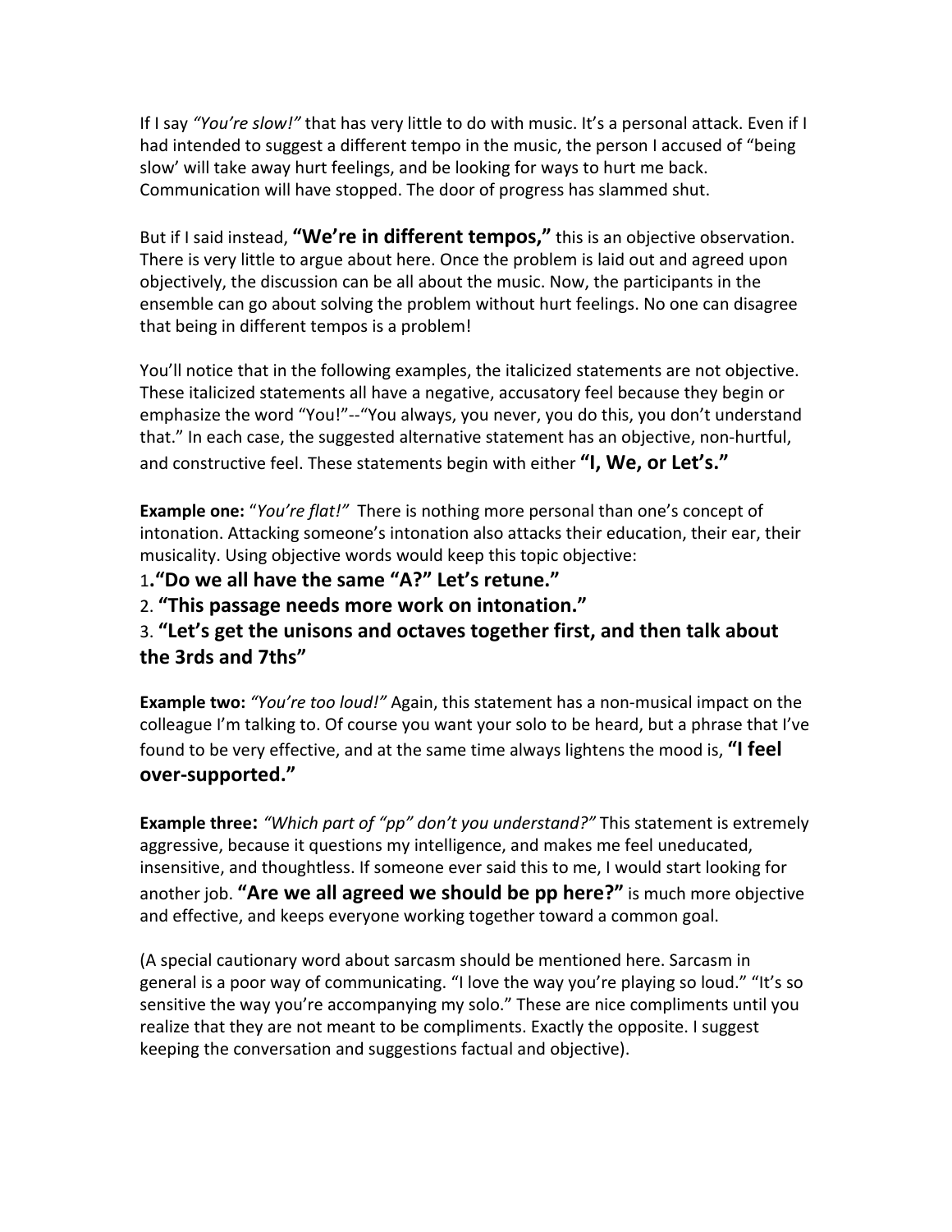If I say *"You're slow!"* that has very little to do with music. It's a personal attack. Even if I had intended to suggest a different tempo in the music, the person I accused of "being slow' will take away hurt feelings, and be looking for ways to hurt me back. Communication will have stopped. The door of progress has slammed shut.

But if I said instead, **"We're in different tempos,"** this is an objective observation. There is very little to argue about here. Once the problem is laid out and agreed upon objectively, the discussion can be all about the music. Now, the participants in the ensemble can go about solving the problem without hurt feelings. No one can disagree that being in different tempos is a problem!

You'll notice that in the following examples, the italicized statements are not objective. These italicized statements all have a negative, accusatory feel because they begin or emphasize the word "You!"--"You always, you never, you do this, you don't understand that." In each case, the suggested alternative statement has an objective, non-hurtful, and constructive feel. These statements begin with either **"I, We, or Let's."**

**Example one:** "*You're flat!*" There is nothing more personal than one's concept of intonation. Attacking someone's intonation also attacks their education, their ear, their musicality. Using objective words would keep this topic objective:

1. **"Do we all have the same "A?" Let's retune."**
2. **"This passage needs more work on intonation."**
3. **"Let's get the unisons and octaves together first, and then talk about the 3rds and 7ths"**

**Example two:** *"You're too loud!"* Again, this statement has a non-musical impact on the colleague I'm talking to. Of course you want your solo to be heard, but a phrase that I've found to be very effective, and at the same time always lightens the mood is, **"I feel over-supported."**

**Example three:** *"Which part of "pp" don't you understand?"* This statement is extremely aggressive, because it questions my intelligence, and makes me feel uneducated, insensitive, and thoughtless. If someone ever said this to me, I would start looking for another job. **"Are we all agreed we should be pp here?"** is much more objective and effective, and keeps everyone working together toward a common goal.

(A special cautionary word about sarcasm should be mentioned here. Sarcasm in general is a poor way of communicating. "I love the way you're playing so loud." "It's so sensitive the way you're accompanying my solo." These are nice compliments until you realize that they are not meant to be compliments. Exactly the opposite. I suggest keeping the conversation and suggestions factual and objective).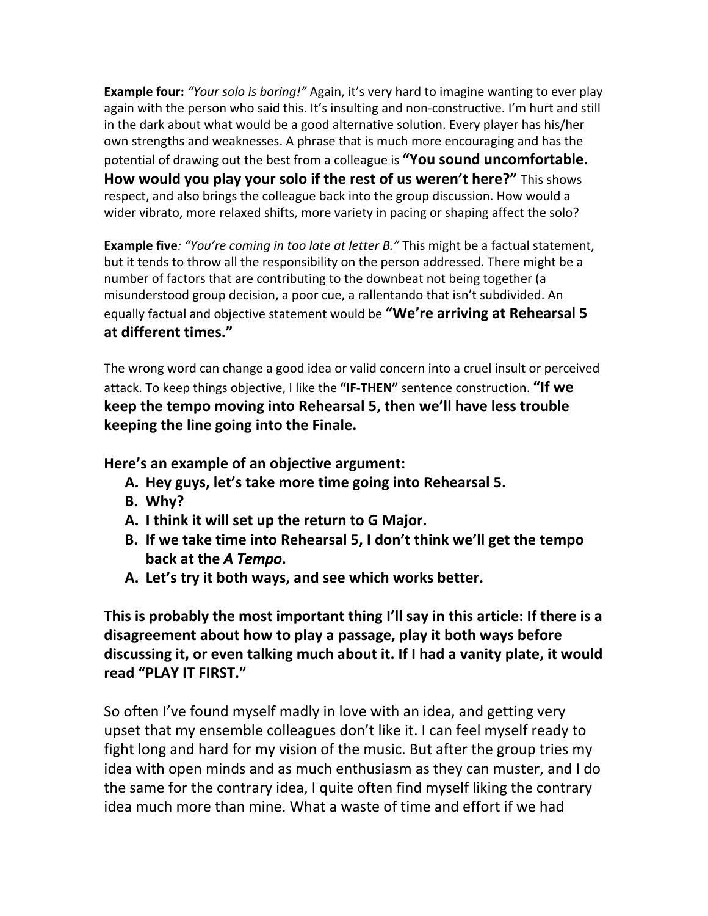**Example four:** *"Your solo is boring!"* Again, it's very hard to imagine wanting to ever play again with the person who said this. It's insulting and non-constructive. I'm hurt and still in the dark about what would be a good alternative solution. Every player has his/her own strengths and weaknesses. A phrase that is much more encouraging and has the potential of drawing out the best from a colleague is **"You sound uncomfortable. How would you play your solo if the rest of us weren't here?"** This shows respect, and also brings the colleague back into the group discussion. How would a wider vibrato, more relaxed shifts, more variety in pacing or shaping affect the solo?

**Example five***: "You're coming in too late at letter B."* This might be a factual statement, but it tends to throw all the responsibility on the person addressed. There might be a number of factors that are contributing to the downbeat not being together (a misunderstood group decision, a poor cue, a rallentando that isn't subdivided. An equally factual and objective statement would be **"We're arriving at Rehearsal 5 at different times."**

The wrong word can change a good idea or valid concern into a cruel insult or perceived attack. To keep things objective, I like the **"IF-THEN"** sentence construction. **"If we keep the tempo moving into Rehearsal 5, then we'll have less trouble keeping the line going into the Finale.**

**Here's an example of an objective argument:**

- **A. Hey guys, let's take more time going into Rehearsal 5.**
- **B. Why?**
- **A. I think it will set up the return to G Major.**
- **B. If we take time into Rehearsal 5, I don't think we'll get the tempo back at the *A Tempo*.**
- **A. Let's try it both ways, and see which works better.**

**This is probably the most important thing I'll say in this article: If there is a disagreement about how to play a passage, play it both ways before discussing it, or even talking much about it. If I had a vanity plate, it would read "PLAY IT FIRST."**

So often I've found myself madly in love with an idea, and getting very upset that my ensemble colleagues don't like it. I can feel myself ready to fight long and hard for my vision of the music. But after the group tries my idea with open minds and as much enthusiasm as they can muster, and I do the same for the contrary idea, I quite often find myself liking the contrary idea much more than mine. What a waste of time and effort if we had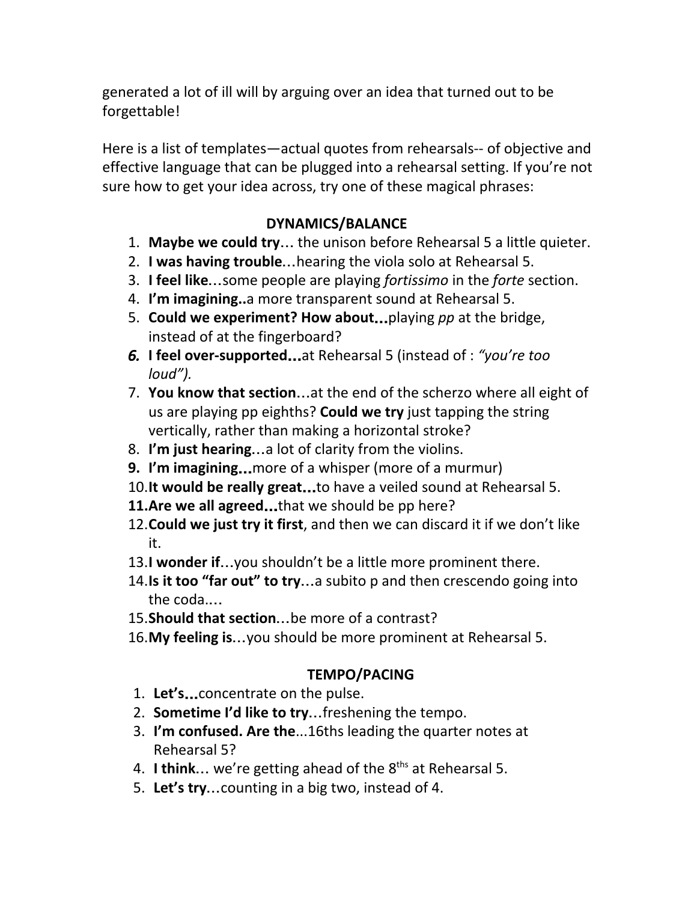generated a lot of ill will by arguing over an idea that turned out to be forgettable!

Here is a list of templates—actual quotes from rehearsals-- of objective and effective language that can be plugged into a rehearsal setting. If you're not sure how to get your idea across, try one of these magical phrases:

**DYNAMICS/BALANCE**

1. **Maybe we could try**… the unison before Rehearsal 5 a little quieter.
2. **I was having trouble**…hearing the viola solo at Rehearsal 5.
3. **I feel like**…some people are playing *fortissimo* in the *forte* section.
4. **I'm imagining..**a more transparent sound at Rehearsal 5.
5. **Could we experiment? How about…**playing *pp* at the bridge, instead of at the fingerboard?
6. **I feel over-supported…**at Rehearsal 5 (instead of : *"you're too loud").*
7. **You know that section**…at the end of the scherzo where all eight of us are playing pp eighths? **Could we try** just tapping the string vertically, rather than making a horizontal stroke?
8. **I'm just hearing**…a lot of clarity from the violins.
9. **I'm imagining…**more of a whisper (more of a murmur)
10. **It would be really great…**to have a veiled sound at Rehearsal 5.
11. **Are we all agreed…**that we should be pp here?
12. **Could we just try it first**, and then we can discard it if we don't like it.
13. **I wonder if**…you shouldn't be a little more prominent there.
14. **Is it too "far out" to try**…a subito p and then crescendo going into the coda.…
15. **Should that section**…be more of a contrast?
16. **My feeling is**…you should be more prominent at Rehearsal 5.

**TEMPO/PACING**

1. **Let's…**concentrate on the pulse.
2. **Sometime I'd like to try**…freshening the tempo.
3. **I'm confused. Are the**...16ths leading the quarter notes at Rehearsal 5?
4. **I think**… we're getting ahead of the 8ths at Rehearsal 5.
5. **Let's try**…counting in a big two, instead of 4.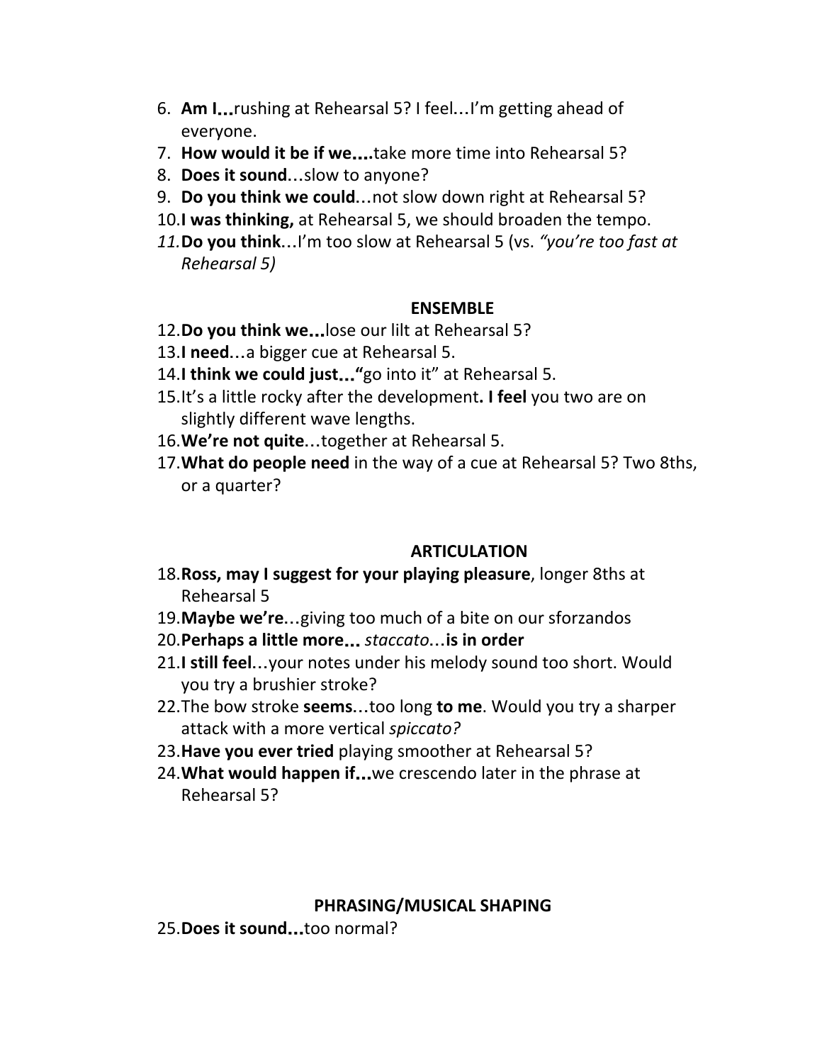6. **Am I…**rushing at Rehearsal 5? I feel…I'm getting ahead of everyone.
7. **How would it be if we….**take more time into Rehearsal 5?
8. **Does it sound**…slow to anyone?
9. **Do you think we could**…not slow down right at Rehearsal 5?
10. **I was thinking,** at Rehearsal 5, we should broaden the tempo.
11. **Do you think**…I'm too slow at Rehearsal 5 (vs. *"you're too fast at Rehearsal 5)*

**ENSEMBLE**

12. **Do you think we…**lose our lilt at Rehearsal 5?
13. **I need**…a bigger cue at Rehearsal 5.
14. **I think we could just…"**go into it" at Rehearsal 5.
15. It's a little rocky after the development**. I feel** you two are on slightly different wave lengths.
16. **We're not quite**…together at Rehearsal 5.
17. **What do people need** in the way of a cue at Rehearsal 5? Two 8ths, or a quarter?

**ARTICULATION**

18. **Ross, may I suggest for your playing pleasure**, longer 8ths at Rehearsal 5
19. **Maybe we're**…giving too much of a bite on our sforzandos
20. **Perhaps a little more…** *staccato*…**is in order**
21. **I still feel**…your notes under his melody sound too short. Would you try a brushier stroke?
22. The bow stroke **seems**…too long **to me**. Would you try a sharper attack with a more vertical *spiccato?*
23. **Have you ever tried** playing smoother at Rehearsal 5?
24. **What would happen if…**we crescendo later in the phrase at Rehearsal 5?

**PHRASING/MUSICAL SHAPING**

25. **Does it sound…**too normal?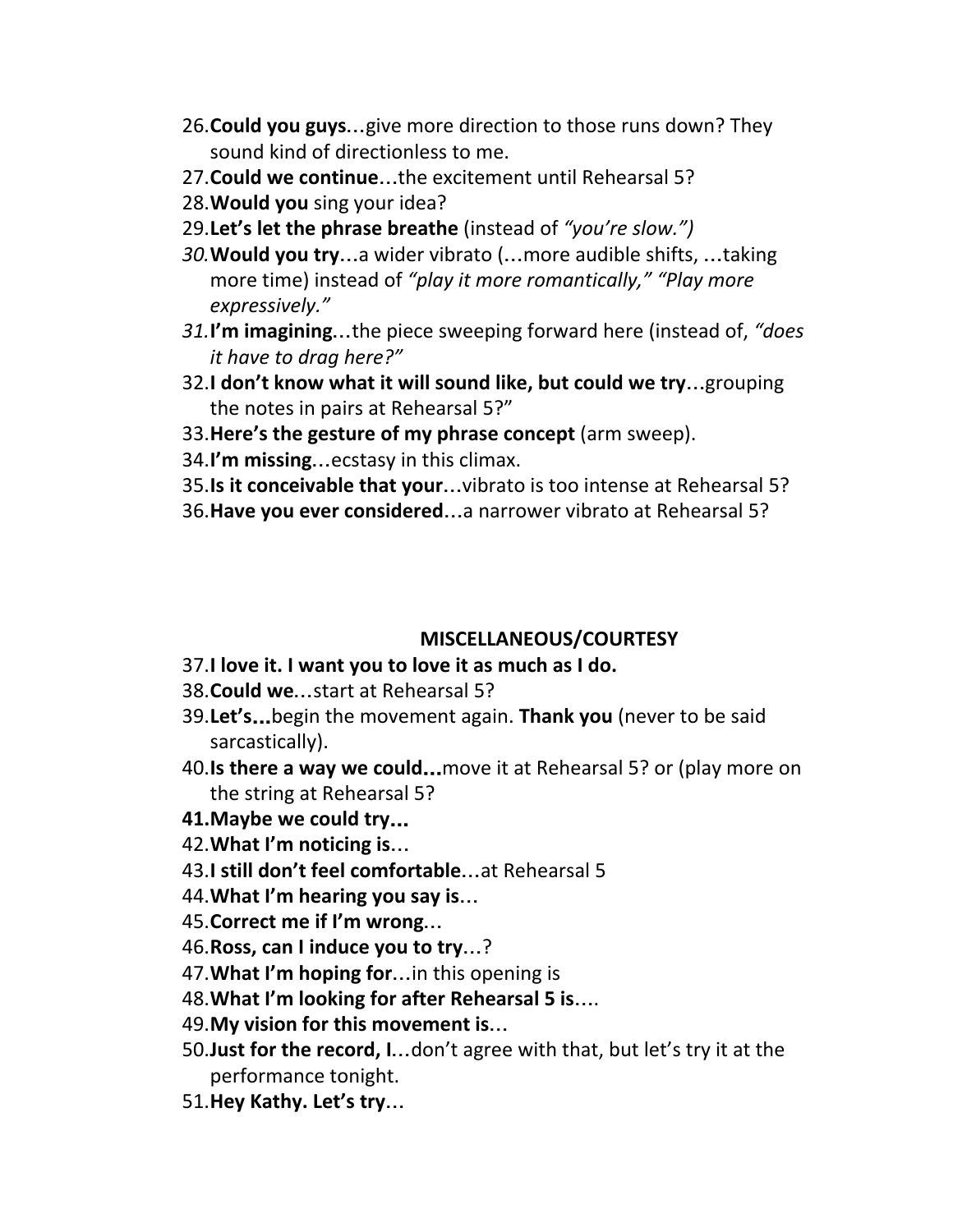26. **Could you guys**…give more direction to those runs down? They sound kind of directionless to me.
27. **Could we continue**…the excitement until Rehearsal 5?
28. **Would you** sing your idea?
29. **Let's let the phrase breathe** (instead of *"you're slow.")*
30. **Would you try**…a wider vibrato (…more audible shifts, …taking more time) instead of *"play it more romantically," "Play more expressively."*
31. **I'm imagining**…the piece sweeping forward here (instead of, *"does it have to drag here?"*
32. **I don't know what it will sound like, but could we try**…grouping the notes in pairs at Rehearsal 5?"
33. **Here's the gesture of my phrase concept** (arm sweep).
34. **I'm missing**…ecstasy in this climax.
35. **Is it conceivable that your**…vibrato is too intense at Rehearsal 5?
36. **Have you ever considered**…a narrower vibrato at Rehearsal 5?

## MISCELLANEOUS/COURTESY

37. **I love it. I want you to love it as much as I do.**
38. **Could we**…start at Rehearsal 5?
39. **Let's…**begin the movement again. **Thank you** (never to be said sarcastically).
40. **Is there a way we could…**move it at Rehearsal 5? or (play more on the string at Rehearsal 5?
41. **Maybe we could try…**
42. **What I'm noticing is**…
43. **I still don't feel comfortable**…at Rehearsal 5
44. **What I'm hearing you say is**…
45. **Correct me if I'm wrong**…
46. **Ross, can I induce you to try**…?
47. **What I'm hoping for**…in this opening is
48. **What I'm looking for after Rehearsal 5 is**….
49. **My vision for this movement is**…
50. **Just for the record, I**…don't agree with that, but let's try it at the performance tonight.
51. **Hey Kathy. Let's try**…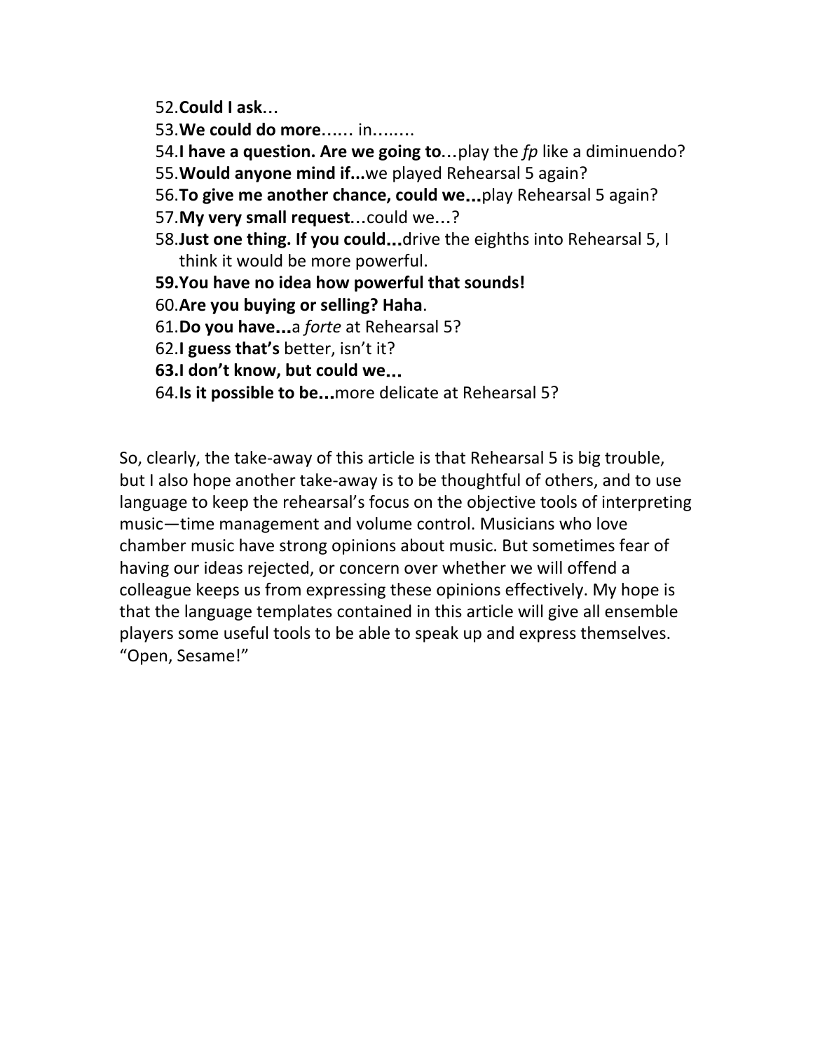52. **Could I ask**…
53. **We could do more**…… in……..
54. **I have a question. Are we going to**…play the *fp* like a diminuendo?
55. **Would anyone mind if...**we played Rehearsal 5 again?
56. **To give me another chance, could we…**play Rehearsal 5 again?
57. **My very small request**…could we…?
58. **Just one thing. If you could…**drive the eighths into Rehearsal 5, I think it would be more powerful.
59. **You have no idea how powerful that sounds!**
60. **Are you buying or selling? Haha**.
61. **Do you have…**a *forte* at Rehearsal 5?
62. **I guess that's** better, isn't it?
63. **I don't know, but could we…**
64. **Is it possible to be…**more delicate at Rehearsal 5?

So, clearly, the take-away of this article is that Rehearsal 5 is big trouble, but I also hope another take-away is to be thoughtful of others, and to use language to keep the rehearsal's focus on the objective tools of interpreting music—time management and volume control. Musicians who love chamber music have strong opinions about music. But sometimes fear of having our ideas rejected, or concern over whether we will offend a colleague keeps us from expressing these opinions effectively. My hope is that the language templates contained in this article will give all ensemble players some useful tools to be able to speak up and express themselves. "Open, Sesame!"